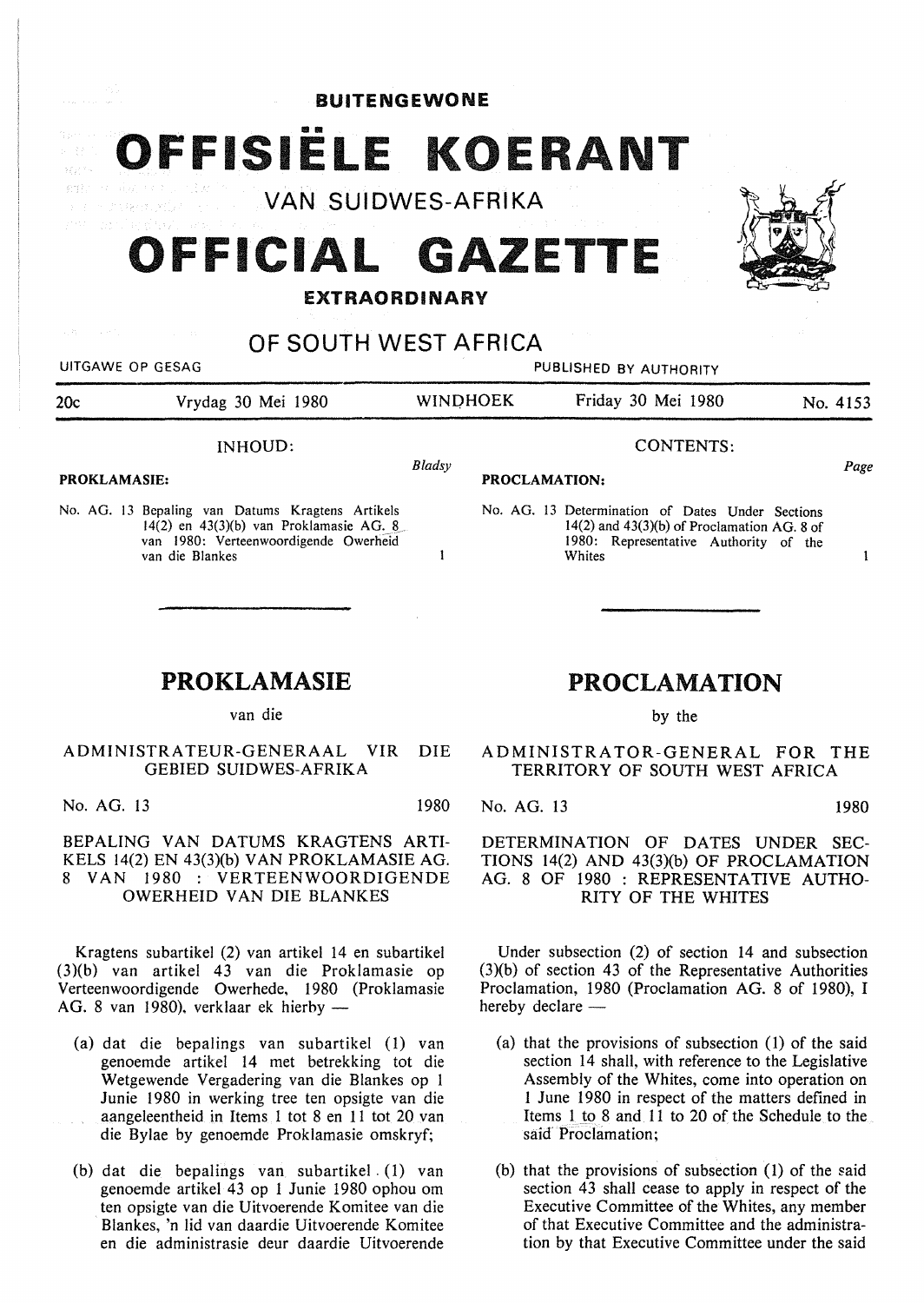BUITENGEWONE

# OFFISIËLE KOERANT

VAN SUIDWES-AFRIKA

# OFFICIAL GAZETTE

EXTRAORDINARY

OF SOUTH WEST AFRICA

UITGAWE OP GESAG — PUBLISHED BY AUTHORITY

20c — Vrydag 30 Mei 1980 — WINDHOEK — Friday 30 Mei 1980 — No. 4153

INHOUD:

**PROKLAMASIE:** *Bladsy*

No. AG. 13 Bepaling van Datums Kragtens Artikels 14(2) en 43(3)(b) van Proklamasie AG. 8 van 1980: Verteenwoordigende Owerheid van die Blankes — 1

CONTENTS:

**PROCLAMATION:** *Page*

No. AG. 13 Determination of Dates Under Sections 14(2) and 43(3)(b) of Proclamation AG. 8 of 1980: Representative Authority of the Whites — 1

## PROKLAMASIE

van die

ADMINISTRATEUR-GENERAAL VIR DIE GEBIED SUIDWES-AFRIKA

No. AG. 13 — 1980

BEPALING VAN DATUMS KRAGTENS ARTIKELS 14(2) EN 43(3)(b) VAN PROKLAMASIE AG. 8 VAN 1980 : VERTEENWOORDIGENDE OWERHEID VAN DIE BLANKES

Kragtens subartikel (2) van artikel 14 en subartikel (3)(b) van artikel 43 van die Proklamasie op Verteenwoordigende Owerhede, 1980 (Proklamasie AG. 8 van 1980), verklaar ek hierby —

(a) dat die bepalings van subartikel (1) van genoemde artikel 14 met betrekking tot die Wetgewende Vergadering van die Blankes op 1 Junie 1980 in werking tree ten opsigte van die aangeleentheid in Items 1 tot 8 en 11 tot 20 van die Bylae by genoemde Proklamasie omskryf;

(b) dat die bepalings van subartikel (1) van genoemde artikel 43 op 1 Junie 1980 ophou om ten opsigte van die Uitvoerende Komitee van die Blankes, 'n lid van daardie Uitvoerende Komitee en die administrasie deur daardie Uitvoerende

## PROCLAMATION

by the

ADMINISTRATOR-GENERAL FOR THE TERRITORY OF SOUTH WEST AFRICA

No. AG. 13 — 1980

DETERMINATION OF DATES UNDER SECTIONS 14(2) AND 43(3)(b) OF PROCLAMATION AG. 8 OF 1980 : REPRESENTATIVE AUTHORITY OF THE WHITES

Under subsection (2) of section 14 and subsection (3)(b) of section 43 of the Representative Authorities Proclamation, 1980 (Proclamation AG. 8 of 1980), I hereby declare —

(a) that the provisions of subsection (1) of the said section 14 shall, with reference to the Legislative Assembly of the Whites, come into operation on 1 June 1980 in respect of the matters defined in Items 1 to 8 and 11 to 20 of the Schedule to the said Proclamation;

(b) that the provisions of subsection (1) of the said section 43 shall cease to apply in respect of the Executive Committee of the Whites, any member of that Executive Committee and the administration by that Executive Committee under the said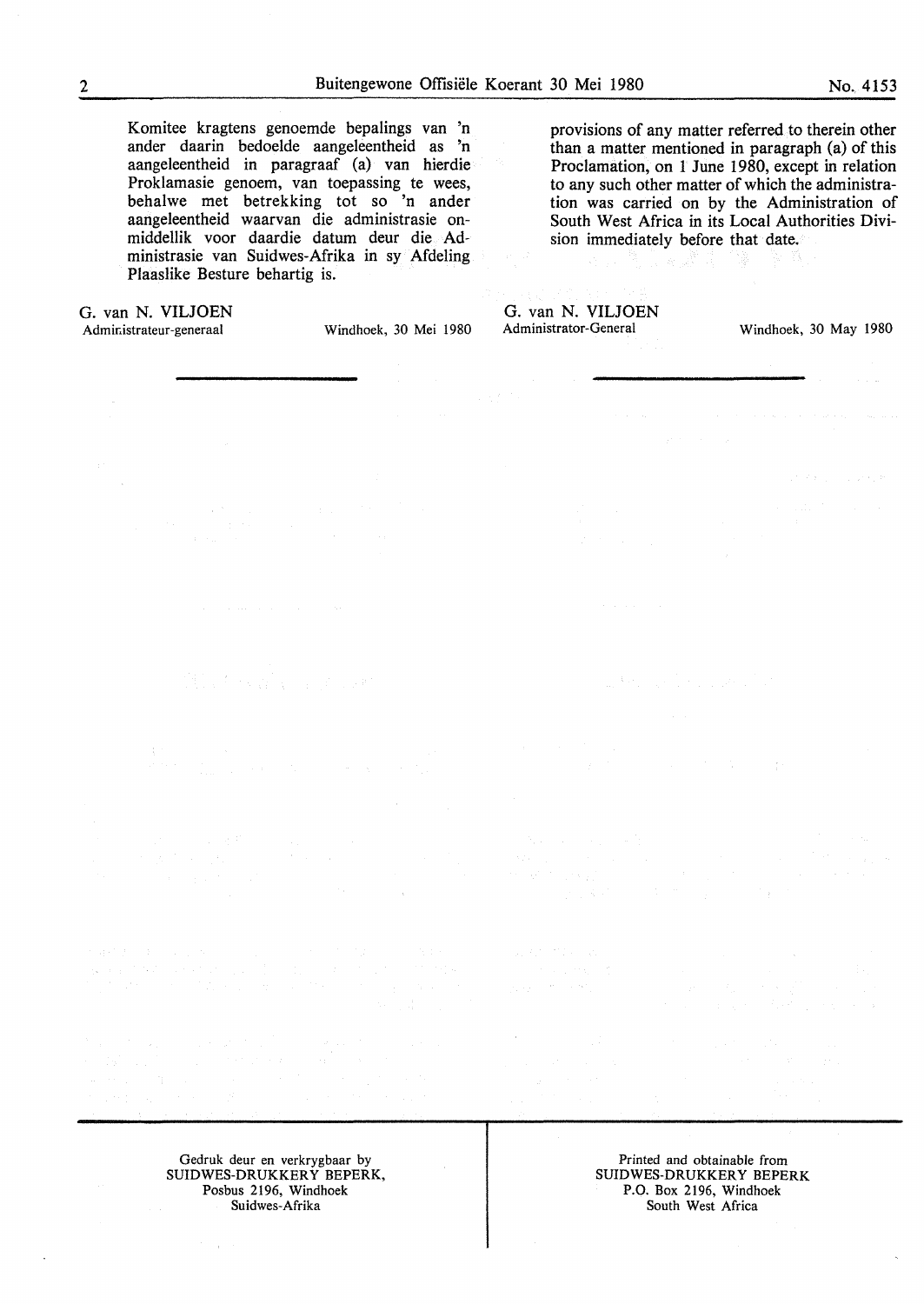Komitee kragtens genoemde bepalings van 'n ander daarin bedoelde aangeleentheid as 'n aangeleentheid in paragraaf (a) van hierdie Proklamasie genoem, van toepassing te wees, behalwe met betrekking tot so 'n ander aangeleentheid waarvan die administrasie onmiddellik voor daardie datum deur die Administrasie van Suidwes-Afrika in sy Afdeling Plaaslike Besture behartig is.

G. van N. VILJOEN
Administrateur-generaal

Windhoek, 30 Mei 1980

provisions of any matter referred to therein other than a matter mentioned in paragraph (a) of this Proclamation, on 1 June 1980, except in relation to any such other matter of which the administration was carried on by the Administration of South West Africa in its Local Authorities Division immediately before that date.

G. van N. VILJOEN
Administrator-General

Windhoek, 30 May 1980

---

Gedruk deur en verkrygbaar by
SUIDWES-DRUKKERY BEPERK,
Posbus 2196, Windhoek
Suidwes-Afrika

Printed and obtainable from
SUIDWES-DRUKKERY BEPERK
P.O. Box 2196, Windhoek
South West Africa